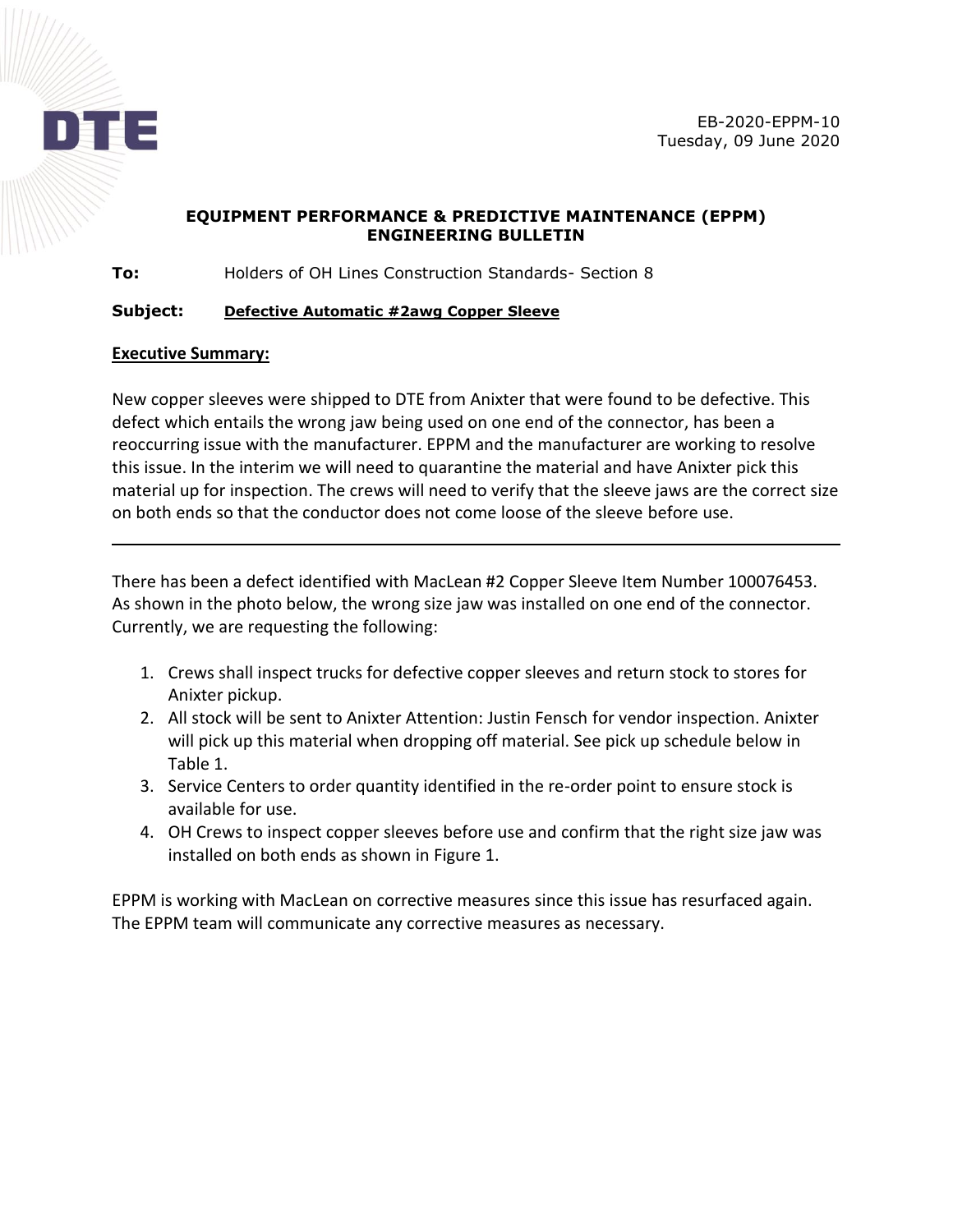EB-2020-EPPM-10
Tuesday, 09 June 2020

## EQUIPMENT PERFORMANCE & PREDICTIVE MAINTENANCE (EPPM) ENGINEERING BULLETIN

**To:** Holders of OH Lines Construction Standards- Section 8

**Subject:** **Defective Automatic #2awg Copper Sleeve**

**Executive Summary:**

New copper sleeves were shipped to DTE from Anixter that were found to be defective. This defect which entails the wrong jaw being used on one end of the connector, has been a reoccurring issue with the manufacturer. EPPM and the manufacturer are working to resolve this issue. In the interim we will need to quarantine the material and have Anixter pick this material up for inspection. The crews will need to verify that the sleeve jaws are the correct size on both ends so that the conductor does not come loose of the sleeve before use.

---

There has been a defect identified with MacLean #2 Copper Sleeve Item Number 100076453. As shown in the photo below, the wrong size jaw was installed on one end of the connector. Currently, we are requesting the following:

1. Crews shall inspect trucks for defective copper sleeves and return stock to stores for Anixter pickup.
2. All stock will be sent to Anixter Attention: Justin Fensch for vendor inspection. Anixter will pick up this material when dropping off material. See pick up schedule below in Table 1.
3. Service Centers to order quantity identified in the re-order point to ensure stock is available for use.
4. OH Crews to inspect copper sleeves before use and confirm that the right size jaw was installed on both ends as shown in Figure 1.

EPPM is working with MacLean on corrective measures since this issue has resurfaced again. The EPPM team will communicate any corrective measures as necessary.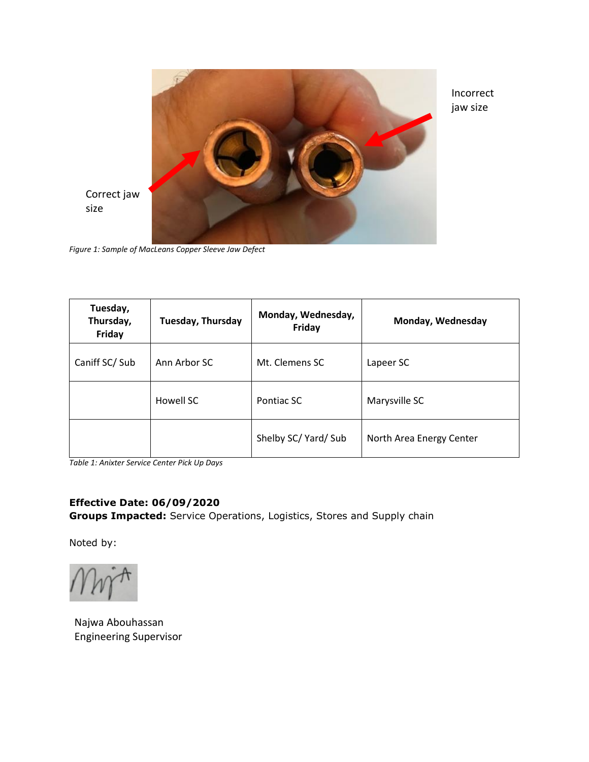Correct jaw size

Incorrect jaw size

*Figure 1: Sample of MacLeans Copper Sleeve Jaw Defect*

| Tuesday, Thursday, Friday | Tuesday, Thursday | Monday, Wednesday, Friday | Monday, Wednesday |
|---|---|---|---|
| Caniff SC/ Sub | Ann Arbor SC | Mt. Clemens SC | Lapeer SC |
| | Howell SC | Pontiac SC | Marysville SC |
| | | Shelby SC/ Yard/ Sub | North Area Energy Center |

*Table 1: Anixter Service Center Pick Up Days*

**Effective Date: 06/09/2020**
**Groups Impacted:** Service Operations, Logistics, Stores and Supply chain

Noted by:

Najwa Abouhassan
Engineering Supervisor